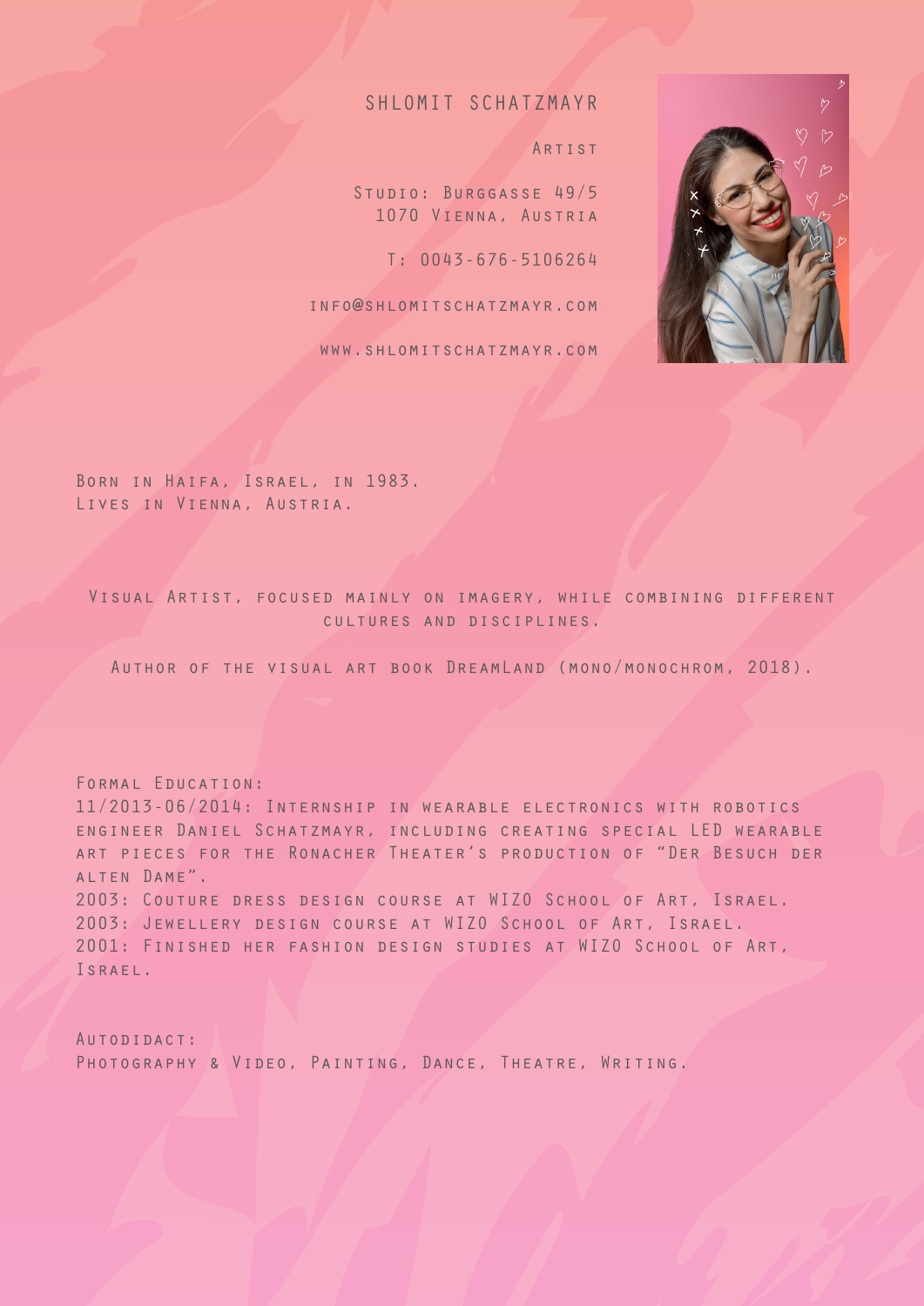# Shlomit Schatzmayr

Artist

Studio: Burggasse 49/5
1070 Vienna, Austria

T: 0043-676-5106264

info@shlomitschatzmayr.com

www.shlomitschatzmayr.com

Born in Haifa, Israel, in 1983.
Lives in Vienna, Austria.

Visual Artist, focused mainly on imagery, while combining different cultures and disciplines.

Author of the visual art book DreamLand (mono/monochrom, 2018).

Formal Education:
11/2013-06/2014: Internship in wearable electronics with robotics engineer Daniel Schatzmayr, including creating special LED wearable art pieces for the Ronacher Theater's production of "Der Besuch der alten Dame".
2003: Couture dress design course at WIZO School of Art, Israel.
2003: Jewellery design course at WIZO School of Art, Israel.
2001: Finished her fashion design studies at WIZO School of Art, Israel.

Autodidact:
Photography & Video, Painting, Dance, Theatre, Writing.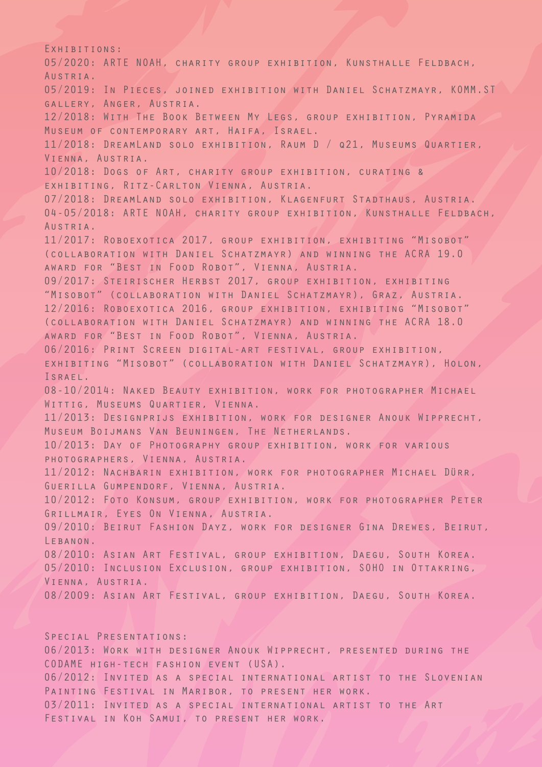## Exhibitions:

05/2020: ARTE NOAH, charity group exhibition, Kunsthalle Feldbach, Austria.
05/2019: In Pieces, joined exhibition with Daniel Schatzmayr, KOMM.ST gallery, Anger, Austria.
12/2018: With The Book Between My Legs, group exhibition, Pyramida Museum of contemporary art, Haifa, Israel.
11/2018: DreamLand solo exhibition, Raum D / q21, Museums Quartier, Vienna, Austria.
10/2018: Dogs of Art, charity group exhibition, curating & exhibiting, Ritz-Carlton Vienna, Austria.
07/2018: DreamLand solo exhibition, Klagenfurt Stadthaus, Austria.
04-05/2018: ARTE NOAH, charity group exhibition, Kunsthalle Feldbach, Austria.
11/2017: Roboexotica 2017, group exhibition, exhibiting "Misobot" (collaboration with Daniel Schatzmayr) and winning the ACRA 19.0 award for "Best in Food Robot", Vienna, Austria.
09/2017: Steirischer Herbst 2017, group exhibition, exhibiting "Misobot" (collaboration with Daniel Schatzmayr), Graz, Austria.
12/2016: Roboexotica 2016, group exhibition, exhibiting "Misobot" (collaboration with Daniel Schatzmayr) and winning the ACRA 18.0 award for "Best in Food Robot", Vienna, Austria.
06/2016: Print Screen digital-art festival, group exhibition, exhibiting "Misobot" (collaboration with Daniel Schatzmayr), Holon, Israel.
08-10/2014: Naked Beauty exhibition, work for photographer Michael Wittig, Museums Quartier, Vienna.
11/2013: Designprijs exhibition, work for designer Anouk Wipprecht, Museum Boijmans Van Beuningen, The Netherlands.
10/2013: Day of Photography group exhibition, work for various photographers, Vienna, Austria.
11/2012: Nachbarin exhibition, work for photographer Michael Dürr, Guerilla Gumpendorf, Vienna, Austria.
10/2012: Foto Konsum, group exhibition, work for photographer Peter Grillmair, Eyes On Vienna, Austria.
09/2010: Beirut Fashion Dayz, work for designer Gina Drewes, Beirut, Lebanon.
08/2010: Asian Art Festival, group exhibition, Daegu, South Korea.
05/2010: Inclusion Exclusion, group exhibition, SOHO in Ottakring, Vienna, Austria.
08/2009: Asian Art Festival, group exhibition, Daegu, South Korea.

## Special Presentations:

06/2013: Work with designer Anouk Wipprecht, presented during the CODAME high-tech fashion event (USA).
06/2012: Invited as a special international artist to the Slovenian Painting Festival in Maribor, to present her work.
03/2011: Invited as a special international artist to the Art Festival in Koh Samui, to present her work.